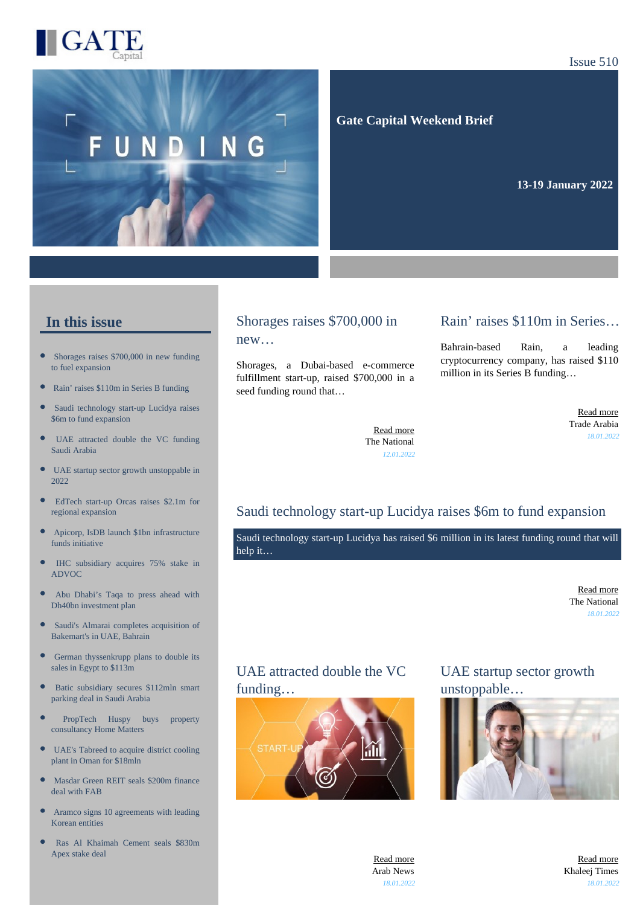GATE Capital

Issue 510

# Gate Capital Weekend Brief

**13-19 January 2022**

## In this issue

- Shorages raises $700,000 in new funding to fuel expansion
- Rain' raises $110m in Series B funding
- Saudi technology start-up Lucidya raises $6m to fund expansion
- UAE attracted double the VC funding Saudi Arabia
- UAE startup sector growth unstoppable in 2022
- EdTech start-up Orcas raises $2.1m for regional expansion
- Apicorp, IsDB launch $1bn infrastructure funds initiative
- IHC subsidiary acquires 75% stake in ADVOC
- Abu Dhabi's Taqa to press ahead with Dh40bn investment plan
- Saudi's Almarai completes acquisition of Bakemart's in UAE, Bahrain
- German thyssenkrupp plans to double its sales in Egypt to $113m
- Batic subsidiary secures $112mln smart parking deal in Saudi Arabia
- PropTech Huspy buys property consultancy Home Matters
- UAE's Tabreed to acquire district cooling plant in Oman for $18mln
- Masdar Green REIT seals $200m finance deal with FAB
- Aramco signs 10 agreements with leading Korean entities
- Ras Al Khaimah Cement seals $830m Apex stake deal

## Shorages raises $700,000 in new…

Shorages, a Dubai-based e-commerce fulfillment start-up, raised $700,000 in a seed funding round that…

Read more
The National
*12.01.2022*

## Rain' raises $110m in Series…

Bahrain-based Rain, a leading cryptocurrency company, has raised $110 million in its Series B funding…

Read more
Trade Arabia
*18.01.2022*

## Saudi technology start-up Lucidya raises $6m to fund expansion

Saudi technology start-up Lucidya has raised $6 million in its latest funding round that will help it…

Read more
The National
*18.01.2022*

## UAE attracted double the VC funding…

Read more
Arab News
*18.01.2022*

## UAE startup sector growth unstoppable…

Read more
Khaleej Times
*18.01.2022*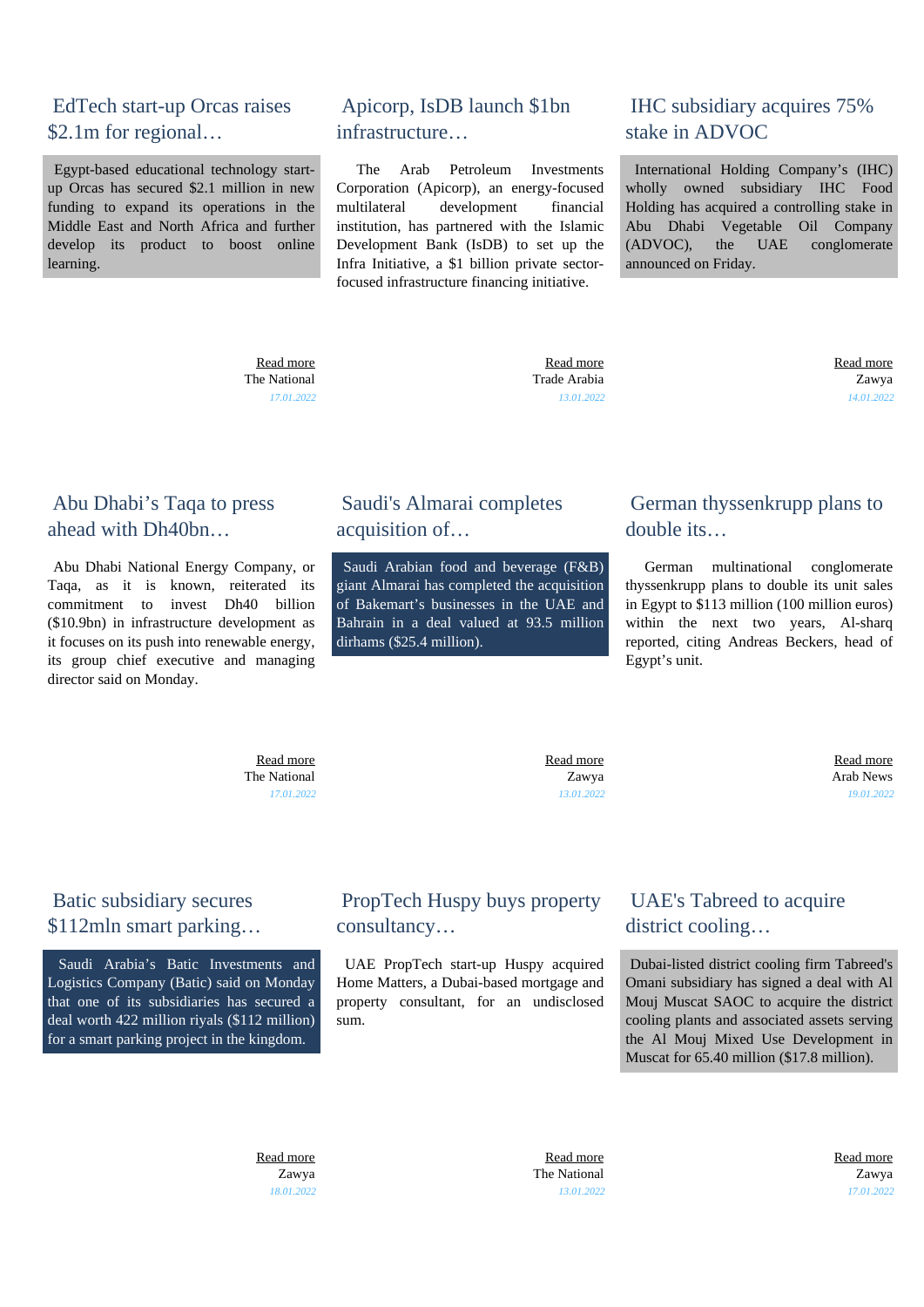## EdTech start-up Orcas raises $2.1m for regional…

Egypt-based educational technology start-up Orcas has secured $2.1 million in new funding to expand its operations in the Middle East and North Africa and further develop its product to boost online learning.

Read more
The National
17.01.2022

## Apicorp, IsDB launch $1bn infrastructure…

The Arab Petroleum Investments Corporation (Apicorp), an energy-focused multilateral development financial institution, has partnered with the Islamic Development Bank (IsDB) to set up the Infra Initiative, a $1 billion private sector-focused infrastructure financing initiative.

Read more
Trade Arabia
13.01.2022

## IHC subsidiary acquires 75% stake in ADVOC

International Holding Company's (IHC) wholly owned subsidiary IHC Food Holding has acquired a controlling stake in Abu Dhabi Vegetable Oil Company (ADVOC), the UAE conglomerate announced on Friday.

Read more
Zawya
14.01.2022

## Abu Dhabi's Taqa to press ahead with Dh40bn…

Abu Dhabi National Energy Company, or Taqa, as it is known, reiterated its commitment to invest Dh40 billion ($10.9bn) in infrastructure development as it focuses on its push into renewable energy, its group chief executive and managing director said on Monday.

Read more
The National
17.01.2022

## Saudi's Almarai completes acquisition of…

Saudi Arabian food and beverage (F&B) giant Almarai has completed the acquisition of Bakemart's businesses in the UAE and Bahrain in a deal valued at 93.5 million dirhams ($25.4 million).

Read more
Zawya
13.01.2022

## German thyssenkrupp plans to double its…

German multinational conglomerate thyssenkrupp plans to double its unit sales in Egypt to $113 million (100 million euros) within the next two years, Al-sharq reported, citing Andreas Beckers, head of Egypt's unit.

Read more
Arab News
19.01.2022

## Batic subsidiary secures $112mln smart parking…

Saudi Arabia's Batic Investments and Logistics Company (Batic) said on Monday that one of its subsidiaries has secured a deal worth 422 million riyals ($112 million) for a smart parking project in the kingdom.

Read more
Zawya
18.01.2022

## PropTech Huspy buys property consultancy…

UAE PropTech start-up Huspy acquired Home Matters, a Dubai-based mortgage and property consultant, for an undisclosed sum.

Read more
The National
13.01.2022

## UAE's Tabreed to acquire district cooling…

Dubai-listed district cooling firm Tabreed's Omani subsidiary has signed a deal with Al Mouj Muscat SAOC to acquire the district cooling plants and associated assets serving the Al Mouj Mixed Use Development in Muscat for 65.40 million ($17.8 million).

Read more
Zawya
17.01.2022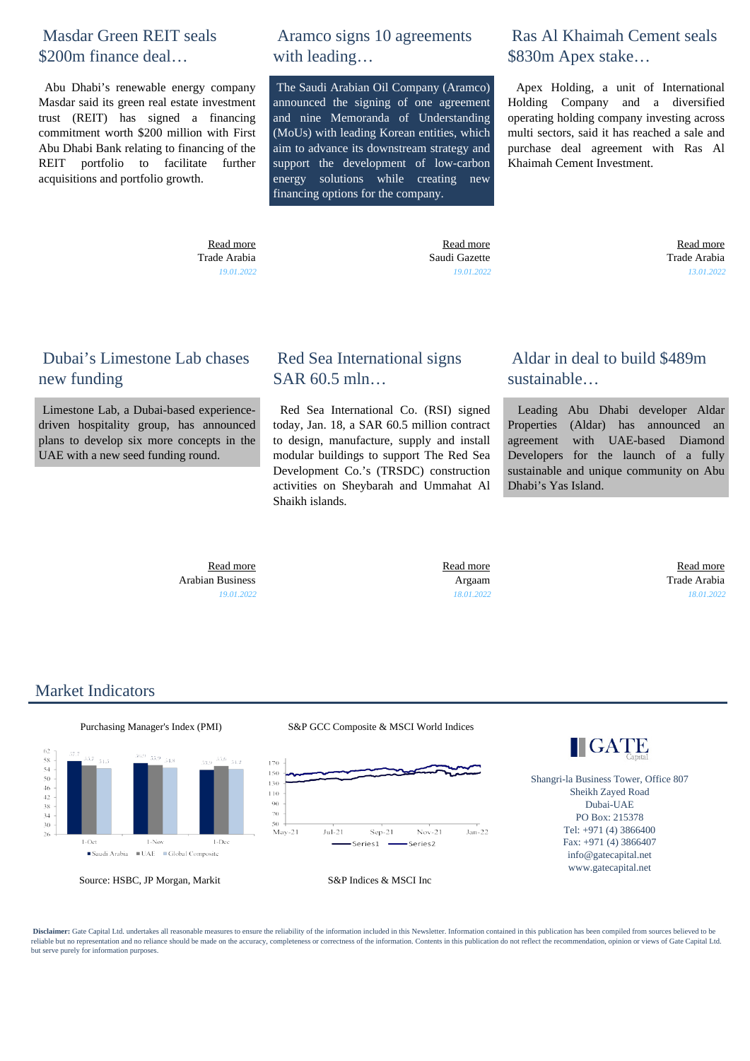## Masdar Green REIT seals $200m finance deal…

Abu Dhabi's renewable energy company Masdar said its green real estate investment trust (REIT) has signed a financing commitment worth $200 million with First Abu Dhabi Bank relating to financing of the REIT portfolio to facilitate further acquisitions and portfolio growth.

Read more
Trade Arabia
*19.01.2022*

## Aramco signs 10 agreements with leading…

The Saudi Arabian Oil Company (Aramco) announced the signing of one agreement and nine Memoranda of Understanding (MoUs) with leading Korean entities, which aim to advance its downstream strategy and support the development of low-carbon energy solutions while creating new financing options for the company.

Read more
Saudi Gazette
*19.01.2022*

## Ras Al Khaimah Cement seals $830m Apex stake…

Apex Holding, a unit of International Holding Company and a diversified operating holding company investing across multi sectors, said it has reached a sale and purchase deal agreement with Ras Al Khaimah Cement Investment.

Read more
Trade Arabia
*13.01.2022*

## Dubai's Limestone Lab chases new funding

Limestone Lab, a Dubai-based experience-driven hospitality group, has announced plans to develop six more concepts in the UAE with a new seed funding round.

Read more
Arabian Business
*19.01.2022*

## Red Sea International signs SAR 60.5 mln…

Red Sea International Co. (RSI) signed today, Jan. 18, a SAR 60.5 million contract to design, manufacture, supply and install modular buildings to support The Red Sea Development Co.'s (TRSDC) construction activities on Sheybarah and Ummahat Al Shaikh islands.

Read more
Argaam
*18.01.2022*

## Aldar in deal to build $489m sustainable…

Leading Abu Dhabi developer Aldar Properties (Aldar) has announced an agreement with UAE-based Diamond Developers for the launch of a fully sustainable and unique community on Abu Dhabi's Yas Island.

Read more
Trade Arabia
*18.01.2022*

## Market Indicators

Purchasing Manager's Index (PMI)

62
58
54
50
46
42
38
34
30
26
57.7
55.7
54.5
56.9
55.9
54.8
53.9
55.6
54.2
1-Oct
1-Nov
1-Dec
Saudi Arabia
UAE
Global Composite

Source: HSBC, JP Morgan, Markit

S&P GCC Composite & MSCI World Indices

170
150
130
110
90
70
50
May-21
Jul-21
Sep-21
Nov-21
Jan-22
Series1
Series2

S&P Indices & MSCI Inc

GATE Capital

Shangri-la Business Tower, Office 807
Sheikh Zayed Road
Dubai-UAE
PO Box: 215378
Tel: +971 (4) 3866400
Fax: +971 (4) 3866407
info@gatecapital.net
www.gatecapital.net

**Disclaimer:** Gate Capital Ltd. undertakes all reasonable measures to ensure the reliability of the information included in this Newsletter. Information contained in this publication has been compiled from sources believed to be reliable but no representation and no reliance should be made on the accuracy, completeness or correctness of the information. Contents in this publication do not reflect the recommendation, opinion or views of Gate Capital Ltd. but serve purely for information purposes.